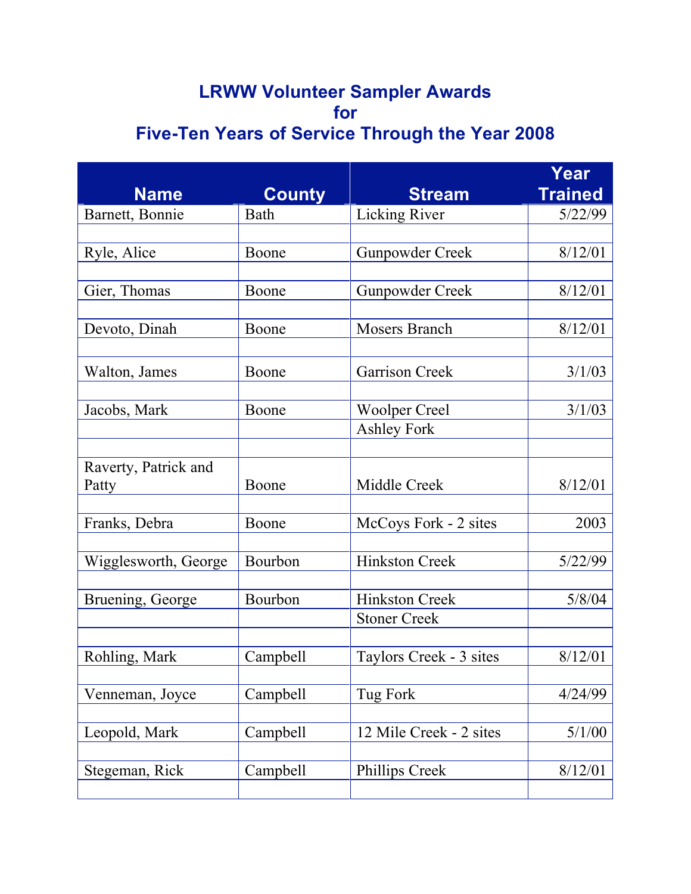# LRWW Volunteer Sampler Awards
# for
# Five-Ten Years of Service Through the Year 2008

| Name | County | Stream | Year Trained |
|---|---|---|---|
| Barnett, Bonnie | Bath | Licking River | 5/22/99 |
| | | | |
| Ryle, Alice | Boone | Gunpowder Creek | 8/12/01 |
| | | | |
| Gier, Thomas | Boone | Gunpowder Creek | 8/12/01 |
| | | | |
| Devoto, Dinah | Boone | Mosers Branch | 8/12/01 |
| | | | |
| Walton, James | Boone | Garrison Creek | 3/1/03 |
| | | | |
| Jacobs, Mark | Boone | Woolper Creel | 3/1/03 |
| | | Ashley Fork | |
| | | | |
| Raverty, Patrick and Patty | Boone | Middle Creek | 8/12/01 |
| | | | |
| Franks, Debra | Boone | McCoys Fork - 2 sites | 2003 |
| | | | |
| Wigglesworth, George | Bourbon | Hinkston Creek | 5/22/99 |
| | | | |
| Bruening, George | Bourbon | Hinkston Creek | 5/8/04 |
| | | Stoner Creek | |
| | | | |
| Rohling, Mark | Campbell | Taylors Creek - 3 sites | 8/12/01 |
| | | | |
| Venneman, Joyce | Campbell | Tug Fork | 4/24/99 |
| | | | |
| Leopold, Mark | Campbell | 12 Mile Creek - 2 sites | 5/1/00 |
| | | | |
| Stegeman, Rick | Campbell | Phillips Creek | 8/12/01 |
| | | | |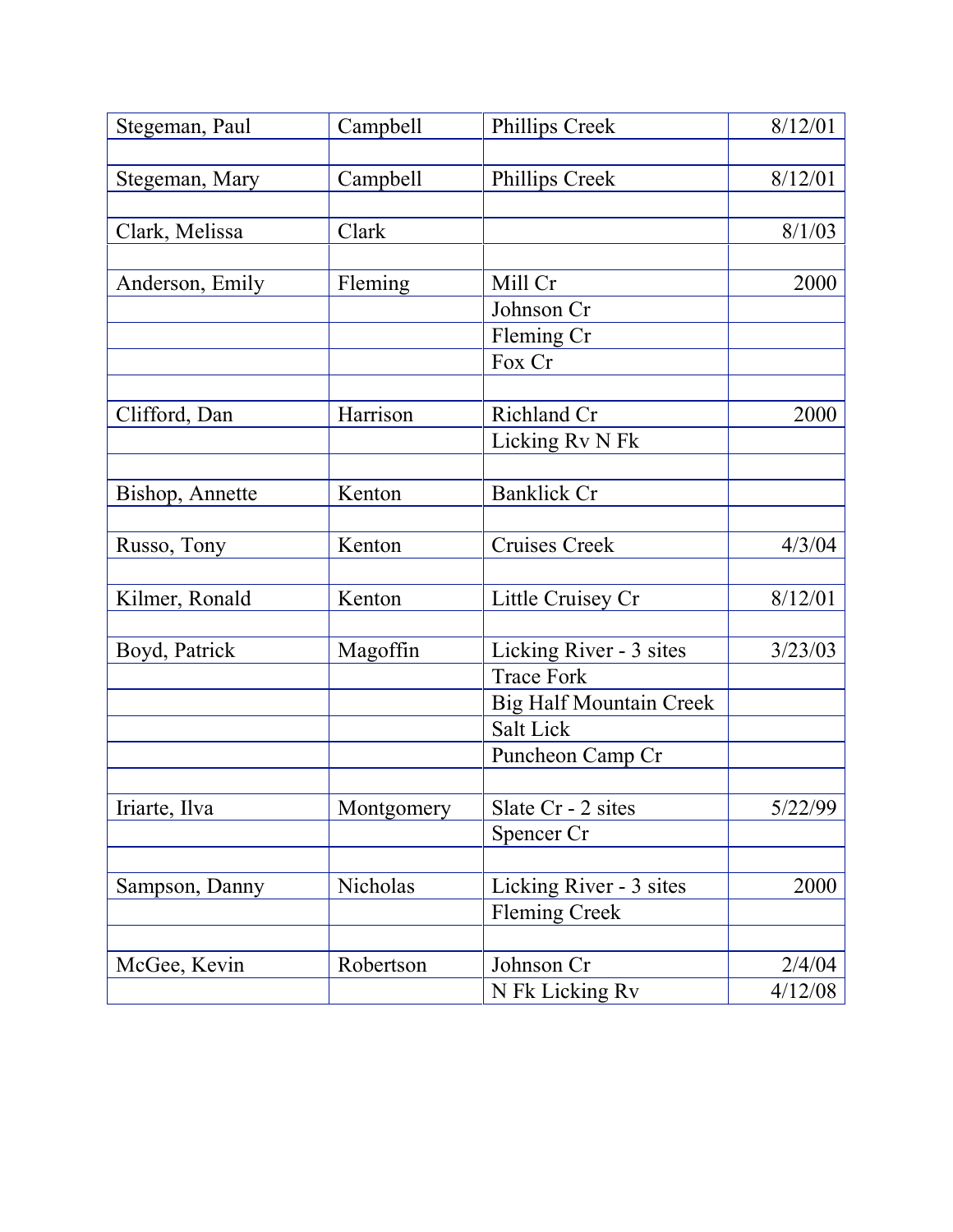| | | | |
|---|---|---|---|
| Stegeman, Paul | Campbell | Phillips Creek | 8/12/01 |
| | | | |
| Stegeman, Mary | Campbell | Phillips Creek | 8/12/01 |
| | | | |
| Clark, Melissa | Clark | | 8/1/03 |
| | | | |
| Anderson, Emily | Fleming | Mill Cr | 2000 |
| | | Johnson Cr | |
| | | Fleming Cr | |
| | | Fox Cr | |
| | | | |
| Clifford, Dan | Harrison | Richland Cr | 2000 |
| | | Licking Rv N Fk | |
| | | | |
| Bishop, Annette | Kenton | Banklick Cr | |
| | | | |
| Russo, Tony | Kenton | Cruises Creek | 4/3/04 |
| | | | |
| Kilmer, Ronald | Kenton | Little Cruisey Cr | 8/12/01 |
| | | | |
| Boyd, Patrick | Magoffin | Licking River - 3 sites | 3/23/03 |
| | | Trace Fork | |
| | | Big Half Mountain Creek | |
| | | Salt Lick | |
| | | Puncheon Camp Cr | |
| | | | |
| Iriarte, Ilva | Montgomery | Slate Cr - 2 sites | 5/22/99 |
| | | Spencer Cr | |
| | | | |
| Sampson, Danny | Nicholas | Licking River - 3 sites | 2000 |
| | | Fleming Creek | |
| | | | |
| McGee, Kevin | Robertson | Johnson Cr | 2/4/04 |
| | | N Fk Licking Rv | 4/12/08 |